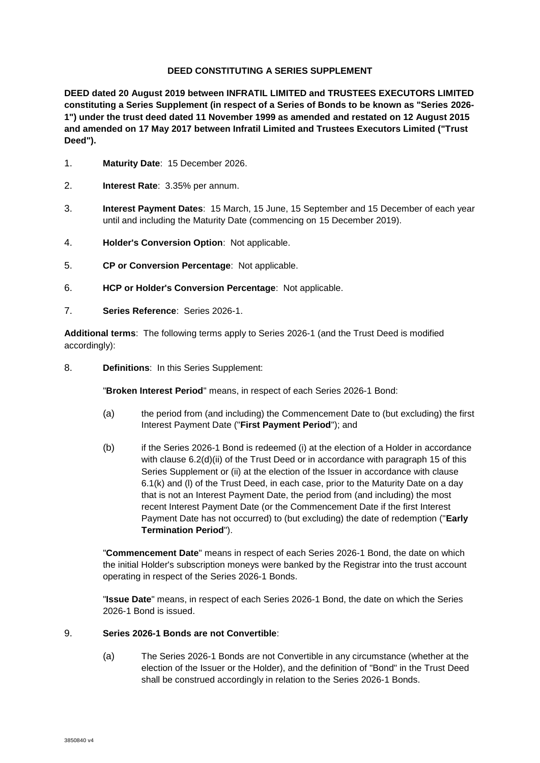**DEED CONSTITUTING A SERIES SUPPLEMENT**

**DEED dated 20 August 2019 between INFRATIL LIMITED and TRUSTEES EXECUTORS LIMITED constituting a Series Supplement (in respect of a Series of Bonds to be known as "Series 2026-1") under the trust deed dated 11 November 1999 as amended and restated on 12 August 2015 and amended on 17 May 2017 between Infratil Limited and Trustees Executors Limited ("Trust Deed").**

1. **Maturity Date**: 15 December 2026.

2. **Interest Rate**: 3.35% per annum.

3. **Interest Payment Dates**: 15 March, 15 June, 15 September and 15 December of each year until and including the Maturity Date (commencing on 15 December 2019).

4. **Holder's Conversion Option**: Not applicable.

5. **CP or Conversion Percentage**: Not applicable.

6. **HCP or Holder's Conversion Percentage**: Not applicable.

7. **Series Reference**: Series 2026-1.

**Additional terms**: The following terms apply to Series 2026-1 (and the Trust Deed is modified accordingly):

8. **Definitions**: In this Series Supplement:

   "**Broken Interest Period**" means, in respect of each Series 2026-1 Bond:

   (a) the period from (and including) the Commencement Date to (but excluding) the first Interest Payment Date ("**First Payment Period**"); and

   (b) if the Series 2026-1 Bond is redeemed (i) at the election of a Holder in accordance with clause 6.2(d)(ii) of the Trust Deed or in accordance with paragraph 15 of this Series Supplement or (ii) at the election of the Issuer in accordance with clause 6.1(k) and (l) of the Trust Deed, in each case, prior to the Maturity Date on a day that is not an Interest Payment Date, the period from (and including) the most recent Interest Payment Date (or the Commencement Date if the first Interest Payment Date has not occurred) to (but excluding) the date of redemption ("**Early Termination Period**").

   "**Commencement Date**" means in respect of each Series 2026-1 Bond, the date on which the initial Holder's subscription moneys were banked by the Registrar into the trust account operating in respect of the Series 2026-1 Bonds.

   "**Issue Date**" means, in respect of each Series 2026-1 Bond, the date on which the Series 2026-1 Bond is issued.

9. **Series 2026-1 Bonds are not Convertible**:

   (a) The Series 2026-1 Bonds are not Convertible in any circumstance (whether at the election of the Issuer or the Holder), and the definition of "Bond" in the Trust Deed shall be construed accordingly in relation to the Series 2026-1 Bonds.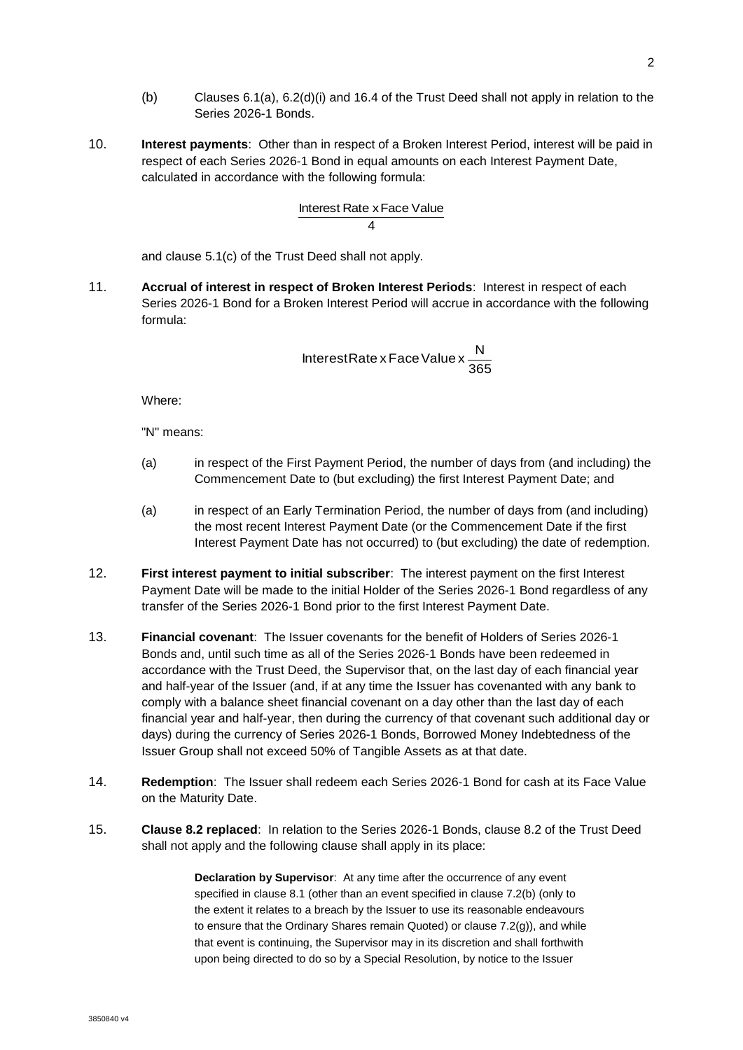(b) Clauses 6.1(a), 6.2(d)(i) and 16.4 of the Trust Deed shall not apply in relation to the Series 2026-1 Bonds.

10. **Interest payments**: Other than in respect of a Broken Interest Period, interest will be paid in respect of each Series 2026-1 Bond in equal amounts on each Interest Payment Date, calculated in accordance with the following formula:

$$\frac{\text{Interest Rate x Face Value}}{4}$$

and clause 5.1(c) of the Trust Deed shall not apply.

11. **Accrual of interest in respect of Broken Interest Periods**: Interest in respect of each Series 2026-1 Bond for a Broken Interest Period will accrue in accordance with the following formula:

$$\text{Interest Rate x Face Value x } \frac{N}{365}$$

Where:

"N" means:

(a) in respect of the First Payment Period, the number of days from (and including) the Commencement Date to (but excluding) the first Interest Payment Date; and

(a) in respect of an Early Termination Period, the number of days from (and including) the most recent Interest Payment Date (or the Commencement Date if the first Interest Payment Date has not occurred) to (but excluding) the date of redemption.

12. **First interest payment to initial subscriber**: The interest payment on the first Interest Payment Date will be made to the initial Holder of the Series 2026-1 Bond regardless of any transfer of the Series 2026-1 Bond prior to the first Interest Payment Date.

13. **Financial covenant**: The Issuer covenants for the benefit of Holders of Series 2026-1 Bonds and, until such time as all of the Series 2026-1 Bonds have been redeemed in accordance with the Trust Deed, the Supervisor that, on the last day of each financial year and half-year of the Issuer (and, if at any time the Issuer has covenanted with any bank to comply with a balance sheet financial covenant on a day other than the last day of each financial year and half-year, then during the currency of that covenant such additional day or days) during the currency of Series 2026-1 Bonds, Borrowed Money Indebtedness of the Issuer Group shall not exceed 50% of Tangible Assets as at that date.

14. **Redemption**: The Issuer shall redeem each Series 2026-1 Bond for cash at its Face Value on the Maturity Date.

15. **Clause 8.2 replaced**: In relation to the Series 2026-1 Bonds, clause 8.2 of the Trust Deed shall not apply and the following clause shall apply in its place:

> **Declaration by Supervisor**: At any time after the occurrence of any event specified in clause 8.1 (other than an event specified in clause 7.2(b) (only to the extent it relates to a breach by the Issuer to use its reasonable endeavours to ensure that the Ordinary Shares remain Quoted) or clause 7.2(g)), and while that event is continuing, the Supervisor may in its discretion and shall forthwith upon being directed to do so by a Special Resolution, by notice to the Issuer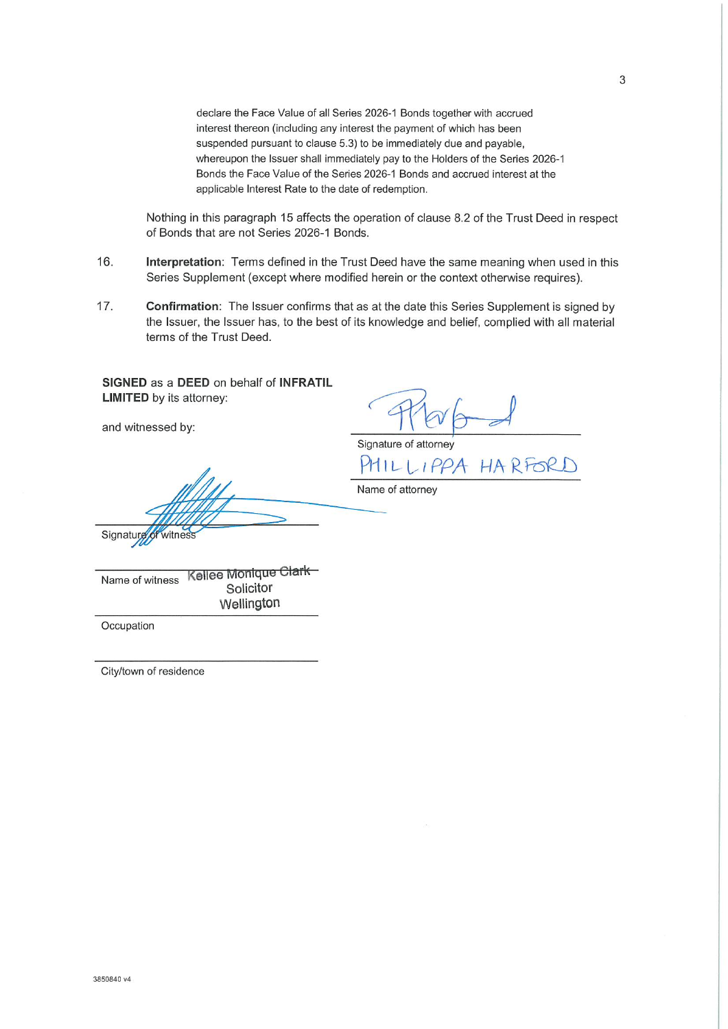declare the Face Value of all Series 2026-1 Bonds together with accrued interest thereon (including any interest the payment of which has been suspended pursuant to clause 5.3) to be immediately due and payable, whereupon the Issuer shall immediately pay to the Holders of the Series 2026-1 Bonds the Face Value of the Series 2026-1 Bonds and accrued interest at the applicable Interest Rate to the date of redemption.

Nothing in this paragraph 15 affects the operation of clause 8.2 of the Trust Deed in respect of Bonds that are not Series 2026-1 Bonds.

16. **Interpretation**: Terms defined in the Trust Deed have the same meaning when used in this Series Supplement (except where modified herein or the context otherwise requires).

17. **Confirmation**: The Issuer confirms that as at the date this Series Supplement is signed by the Issuer, the Issuer has, to the best of its knowledge and belief, complied with all material terms of the Trust Deed.

**SIGNED** as a **DEED** on behalf of **INFRATIL LIMITED** by its attorney:

and witnessed by:

[Signature]

Signature of attorney

PHILLIPPA HARFORD

Name of attorney

[Signature]

Signature of witness

Kellee Monique Clark

Name of witness

Solicitor

Occupation

Wellington

City/town of residence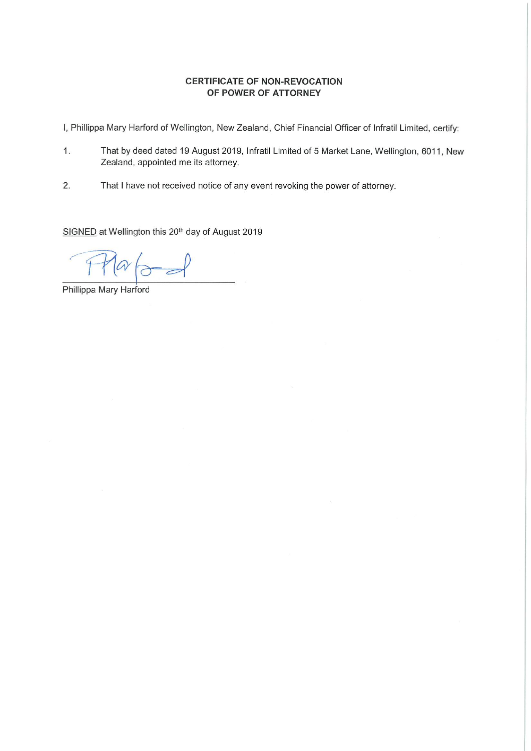**CERTIFICATE OF NON-REVOCATION OF POWER OF ATTORNEY**

I, Phillippa Mary Harford of Wellington, New Zealand, Chief Financial Officer of Infratil Limited, certify:

1. That by deed dated 19 August 2019, Infratil Limited of 5 Market Lane, Wellington, 6011, New Zealand, appointed me its attorney.

2. That I have not received notice of any event revoking the power of attorney.

SIGNED at Wellington this 20th day of August 2019

Phillippa Mary Harford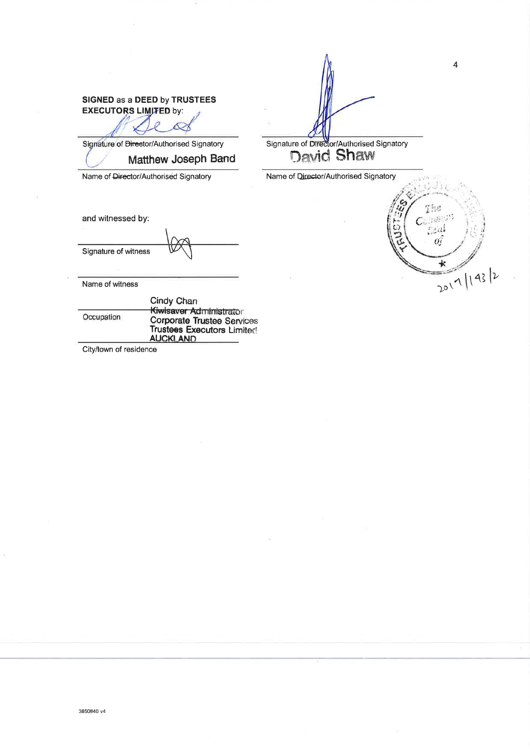**SIGNED** as a **DEED** by **TRUSTEES EXECUTORS LIMITED** by:

Signature of ~~Director~~/Authorised Signatory

Matthew Joseph Band

Name of ~~Director~~/Authorised Signatory

Signature of ~~Director~~/Authorised Signatory

David Shaw

Name of ~~Director~~/Authorised Signatory

and witnessed by:

Signature of witness

Cindy Chan

Name of witness

~~Kiwisaver Administrator~~
Corporate Trustee Services
Trustees Executors Limited

Occupation

AUCKLAND

City/town of residence

2017/143/2

3850840 v4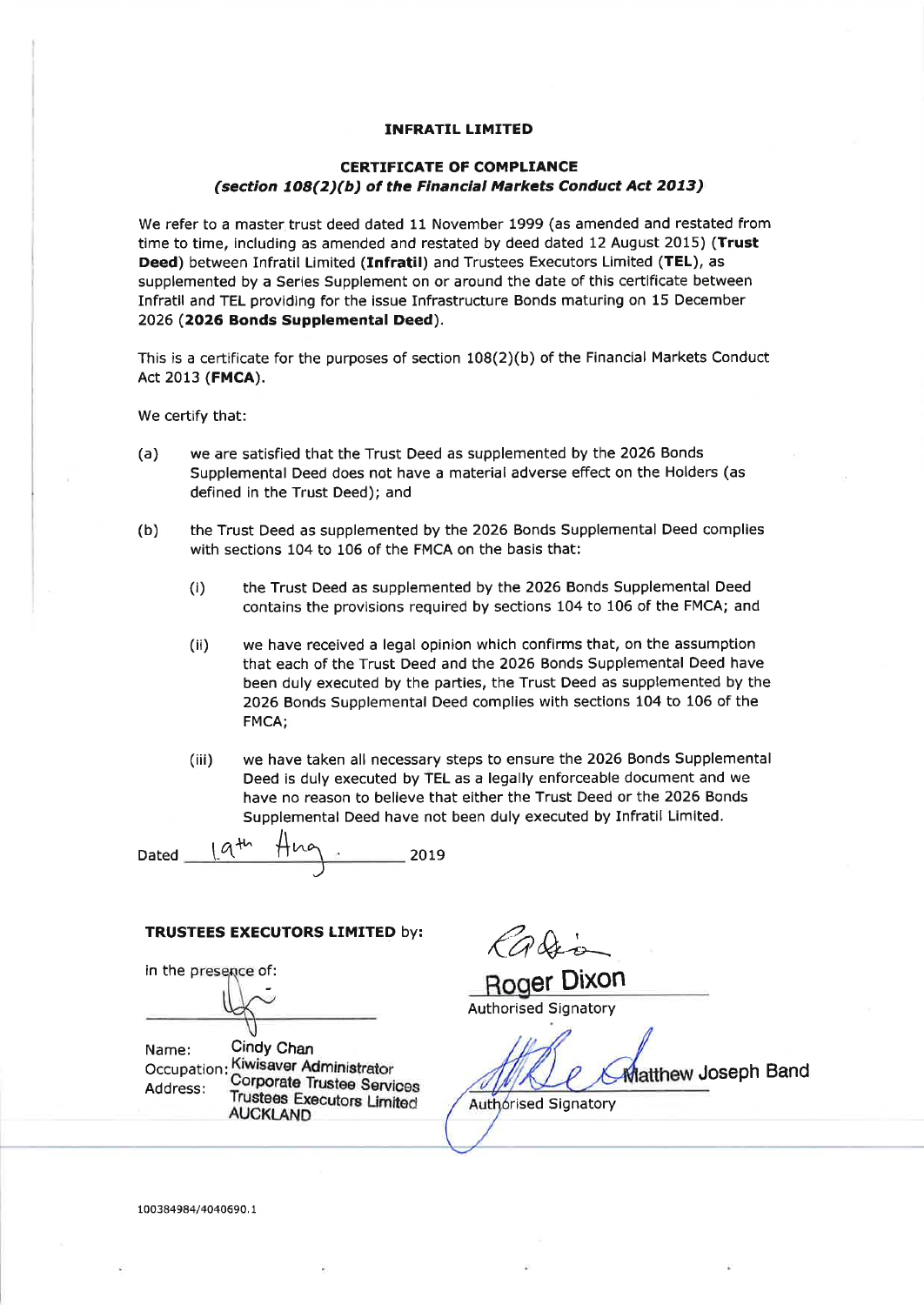**INFRATIL LIMITED**

**CERTIFICATE OF COMPLIANCE**
***(section 108(2)(b) of the Financial Markets Conduct Act 2013)***

We refer to a master trust deed dated 11 November 1999 (as amended and restated from time to time, including as amended and restated by deed dated 12 August 2015) (**Trust Deed**) between Infratil Limited (**Infratil**) and Trustees Executors Limited (**TEL**), as supplemented by a Series Supplement on or around the date of this certificate between Infratil and TEL providing for the issue Infrastructure Bonds maturing on 15 December 2026 (**2026 Bonds Supplemental Deed**).

This is a certificate for the purposes of section 108(2)(b) of the Financial Markets Conduct Act 2013 (**FMCA**).

We certify that:

(a) we are satisfied that the Trust Deed as supplemented by the 2026 Bonds Supplemental Deed does not have a material adverse effect on the Holders (as defined in the Trust Deed); and

(b) the Trust Deed as supplemented by the 2026 Bonds Supplemental Deed complies with sections 104 to 106 of the FMCA on the basis that:

(i) the Trust Deed as supplemented by the 2026 Bonds Supplemental Deed contains the provisions required by sections 104 to 106 of the FMCA; and

(ii) we have received a legal opinion which confirms that, on the assumption that each of the Trust Deed and the 2026 Bonds Supplemental Deed have been duly executed by the parties, the Trust Deed as supplemented by the 2026 Bonds Supplemental Deed complies with sections 104 to 106 of the FMCA;

(iii) we have taken all necessary steps to ensure the 2026 Bonds Supplemental Deed is duly executed by TEL as a legally enforceable document and we have no reason to believe that either the Trust Deed or the 2026 Bonds Supplemental Deed have not been duly executed by Infratil Limited.

Dated 19th Aug. 2019

**TRUSTEES EXECUTORS LIMITED** by:

in the presence of:

Name: Cindy Chan
Occupation: Kiwisaver Administrator
Address: Corporate Trustee Services
Trustees Executors Limited
AUCKLAND

Roger Dixon
Authorised Signatory

Matthew Joseph Band
Authorised Signatory

100384984/4040690.1